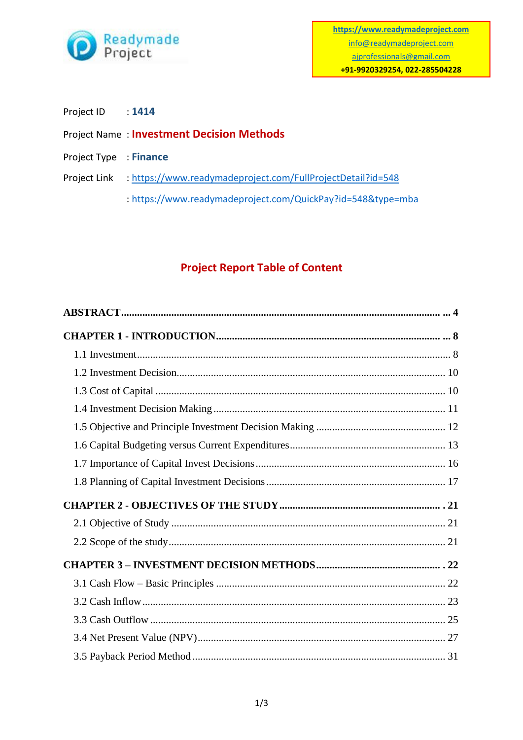Readymade Project

https://www.readymadeproject.com
info@readymadeproject.com
ajprofessionals@gmail.com
**+91-9920329254, 022-285504228**

Project ID : **1414**

Project Name : **Investment Decision Methods**

Project Type : **Finance**

Project Link : https://www.readymadeproject.com/FullProjectDetail?id=548

: https://www.readymadeproject.com/QuickPay?id=548&type=mba

## Project Report Table of Content

**ABSTRACT ... 4**

**CHAPTER 1 - INTRODUCTION ... 8**

- 1.1 Investment ... 8
- 1.2 Investment Decision ... 10
- 1.3 Cost of Capital ... 10
- 1.4 Investment Decision Making ... 11
- 1.5 Objective and Principle Investment Decision Making ... 12
- 1.6 Capital Budgeting versus Current Expenditures ... 13
- 1.7 Importance of Capital Invest Decisions ... 16
- 1.8 Planning of Capital Investment Decisions ... 17

**CHAPTER 2 - OBJECTIVES OF THE STUDY ... 21**

- 2.1 Objective of Study ... 21
- 2.2 Scope of the study ... 21

**CHAPTER 3 – INVESTMENT DECISION METHODS ... 22**

- 3.1 Cash Flow – Basic Principles ... 22
- 3.2 Cash Inflow ... 23
- 3.3 Cash Outflow ... 25
- 3.4 Net Present Value (NPV) ... 27
- 3.5 Payback Period Method ... 31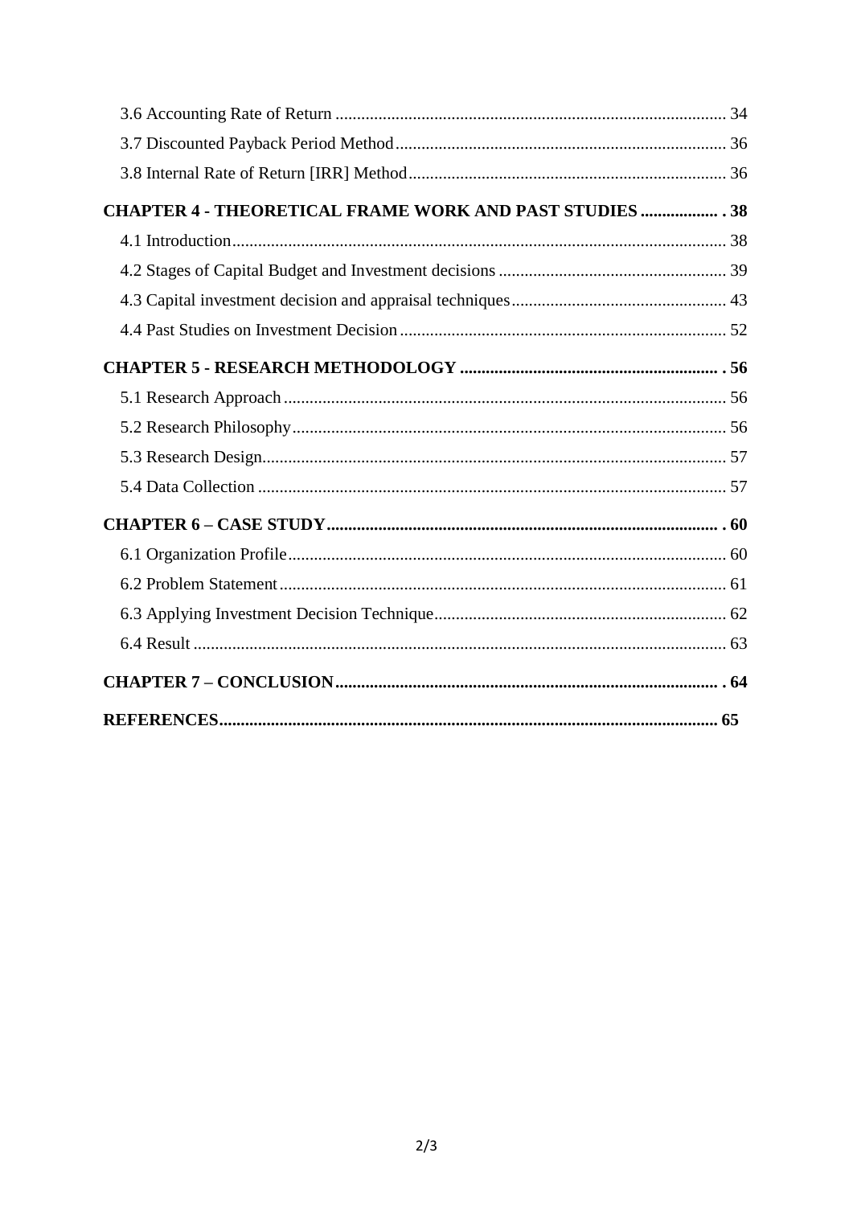3.6 Accounting Rate of Return .......................................................................................... 34

3.7 Discounted Payback Period Method ............................................................................ 36

3.8 Internal Rate of Return [IRR] Method ......................................................................... 36

**CHAPTER 4 - THEORETICAL FRAME WORK AND PAST STUDIES .................. . 38**

4.1 Introduction .................................................................................................................. 38

4.2 Stages of Capital Budget and Investment decisions ..................................................... 39

4.3 Capital investment decision and appraisal techniques ................................................. 43

4.4 Past Studies on Investment Decision ........................................................................... 52

**CHAPTER 5 - RESEARCH METHODOLOGY ............................................................ . 56**

5.1 Research Approach ...................................................................................................... 56

5.2 Research Philosophy .................................................................................................... 56

5.3 Research Design ........................................................................................................... 57

5.4 Data Collection ............................................................................................................ 57

**CHAPTER 6 – CASE STUDY ........................................................................................ . 60**

6.1 Organization Profile ..................................................................................................... 60

6.2 Problem Statement ....................................................................................................... 61

6.3 Applying Investment Decision Technique ................................................................... 62

6.4 Result ........................................................................................................................... 63

**CHAPTER 7 – CONCLUSION ...................................................................................... . 64**

**REFERENCES ................................................................................................................ 65**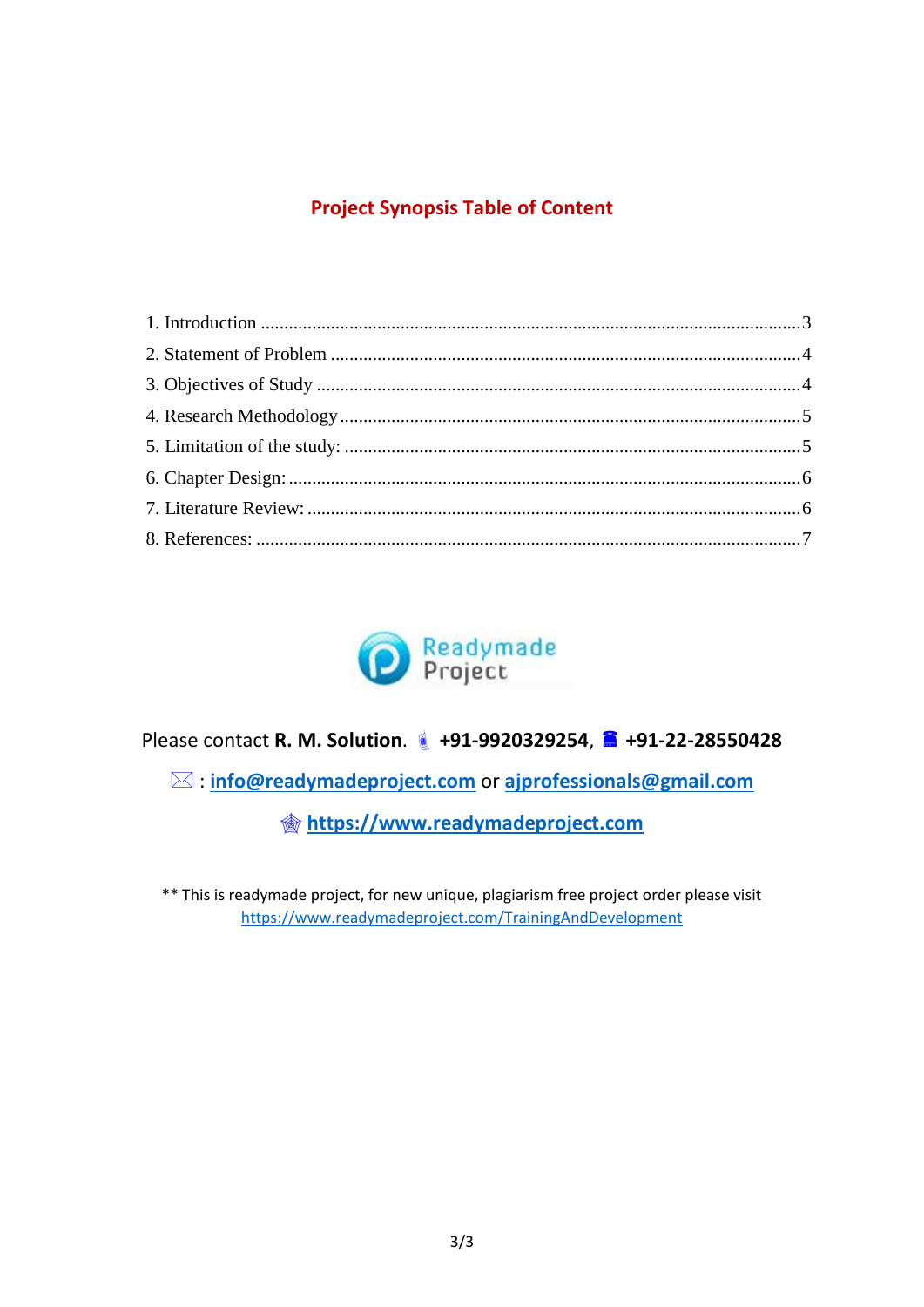## Project Synopsis Table of Content

1. Introduction ........................................................................................................3
2. Statement of Problem ........................................................................................4
3. Objectives of Study ............................................................................................4
4. Research Methodology .......................................................................................5
5. Limitation of the study: .......................................................................................5
6. Chapter Design: ..................................................................................................6
7. Literature Review: ..............................................................................................6
8. References: .........................................................................................................7

Readymade Project

Please contact **R. M. Solution**. **+91-9920329254**, **+91-22-28550428**

: **info@readymadeproject.com** or **ajprofessionals@gmail.com**

**https://www.readymadeproject.com**

** This is readymade project, for new unique, plagiarism free project order please visit https://www.readymadeproject.com/TrainingAndDevelopment